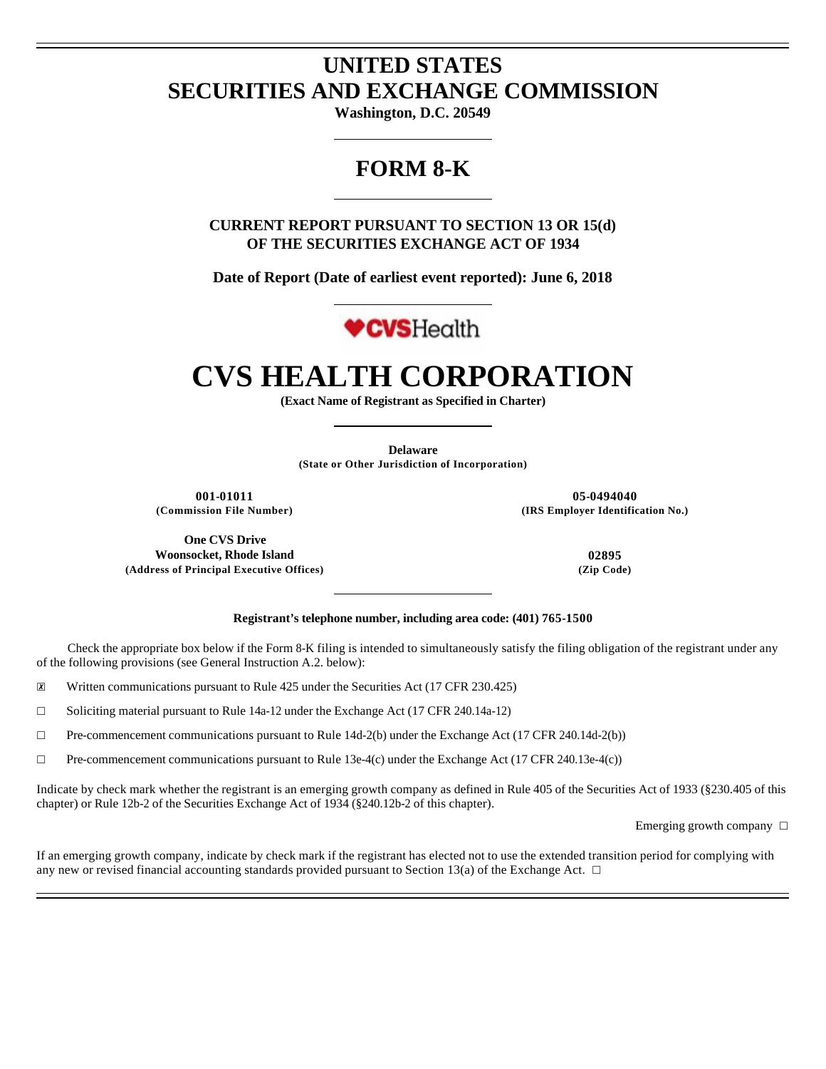# UNITED STATES
# SECURITIES AND EXCHANGE COMMISSION

**Washington, D.C. 20549**

## FORM 8-K

**CURRENT REPORT PURSUANT TO SECTION 13 OR 15(d)
OF THE SECURITIES EXCHANGE ACT OF 1934**

**Date of Report (Date of earliest event reported): June 6, 2018**

# CVS HEALTH CORPORATION

**(Exact Name of Registrant as Specified in Charter)**

**Delaware**
**(State or Other Jurisdiction of Incorporation)**

| | |
|---|---|
| **001-01011** | **05-0494040** |
| **(Commission File Number)** | **(IRS Employer Identification No.)** |
| **One CVS Drive** | |
| **Woonsocket, Rhode Island** | **02895** |
| **(Address of Principal Executive Offices)** | **(Zip Code)** |

**Registrant's telephone number, including area code: (401) 765-1500**

Check the appropriate box below if the Form 8-K filing is intended to simultaneously satisfy the filing obligation of the registrant under any of the following provisions (see General Instruction A.2. below):

☒ Written communications pursuant to Rule 425 under the Securities Act (17 CFR 230.425)

☐ Soliciting material pursuant to Rule 14a-12 under the Exchange Act (17 CFR 240.14a-12)

☐ Pre-commencement communications pursuant to Rule 14d-2(b) under the Exchange Act (17 CFR 240.14d-2(b))

☐ Pre-commencement communications pursuant to Rule 13e-4(c) under the Exchange Act (17 CFR 240.13e-4(c))

Indicate by check mark whether the registrant is an emerging growth company as defined in Rule 405 of the Securities Act of 1933 (§230.405 of this chapter) or Rule 12b-2 of the Securities Exchange Act of 1934 (§240.12b-2 of this chapter).

Emerging growth company ☐

If an emerging growth company, indicate by check mark if the registrant has elected not to use the extended transition period for complying with any new or revised financial accounting standards provided pursuant to Section 13(a) of the Exchange Act. ☐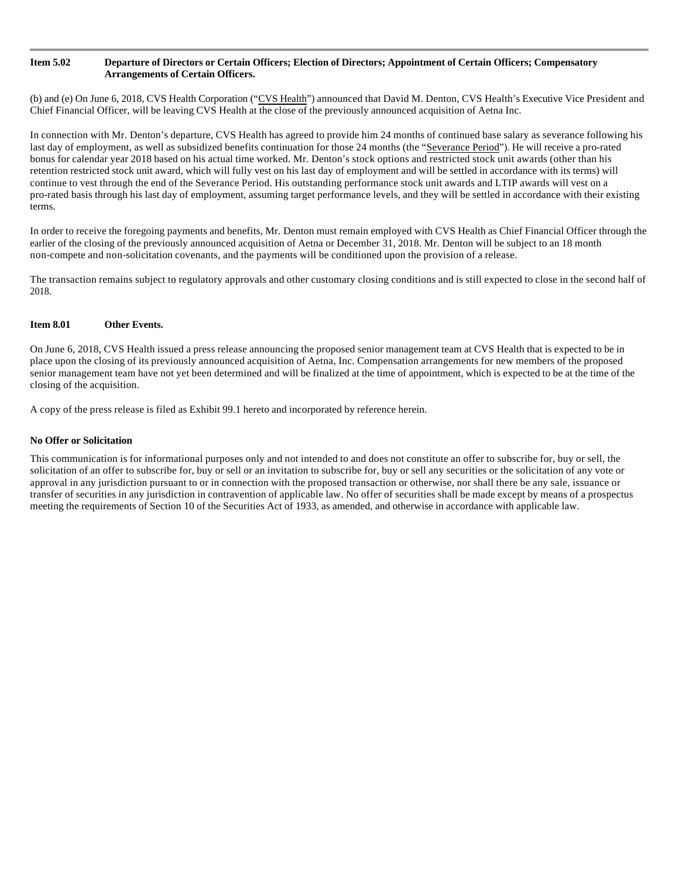**Item 5.02 Departure of Directors or Certain Officers; Election of Directors; Appointment of Certain Officers; Compensatory Arrangements of Certain Officers.**

(b) and (e) On June 6, 2018, CVS Health Corporation ("CVS Health") announced that David M. Denton, CVS Health's Executive Vice President and Chief Financial Officer, will be leaving CVS Health at the close of the previously announced acquisition of Aetna Inc.

In connection with Mr. Denton's departure, CVS Health has agreed to provide him 24 months of continued base salary as severance following his last day of employment, as well as subsidized benefits continuation for those 24 months (the "Severance Period"). He will receive a pro-rated bonus for calendar year 2018 based on his actual time worked. Mr. Denton's stock options and restricted stock unit awards (other than his retention restricted stock unit award, which will fully vest on his last day of employment and will be settled in accordance with its terms) will continue to vest through the end of the Severance Period. His outstanding performance stock unit awards and LTIP awards will vest on a pro-rated basis through his last day of employment, assuming target performance levels, and they will be settled in accordance with their existing terms.

In order to receive the foregoing payments and benefits, Mr. Denton must remain employed with CVS Health as Chief Financial Officer through the earlier of the closing of the previously announced acquisition of Aetna or December 31, 2018. Mr. Denton will be subject to an 18 month non-compete and non-solicitation covenants, and the payments will be conditioned upon the provision of a release.

The transaction remains subject to regulatory approvals and other customary closing conditions and is still expected to close in the second half of 2018.

**Item 8.01 Other Events.**

On June 6, 2018, CVS Health issued a press release announcing the proposed senior management team at CVS Health that is expected to be in place upon the closing of its previously announced acquisition of Aetna, Inc. Compensation arrangements for new members of the proposed senior management team have not yet been determined and will be finalized at the time of appointment, which is expected to be at the time of the closing of the acquisition.

A copy of the press release is filed as Exhibit 99.1 hereto and incorporated by reference herein.

**No Offer or Solicitation**

This communication is for informational purposes only and not intended to and does not constitute an offer to subscribe for, buy or sell, the solicitation of an offer to subscribe for, buy or sell or an invitation to subscribe for, buy or sell any securities or the solicitation of any vote or approval in any jurisdiction pursuant to or in connection with the proposed transaction or otherwise, nor shall there be any sale, issuance or transfer of securities in any jurisdiction in contravention of applicable law. No offer of securities shall be made except by means of a prospectus meeting the requirements of Section 10 of the Securities Act of 1933, as amended, and otherwise in accordance with applicable law.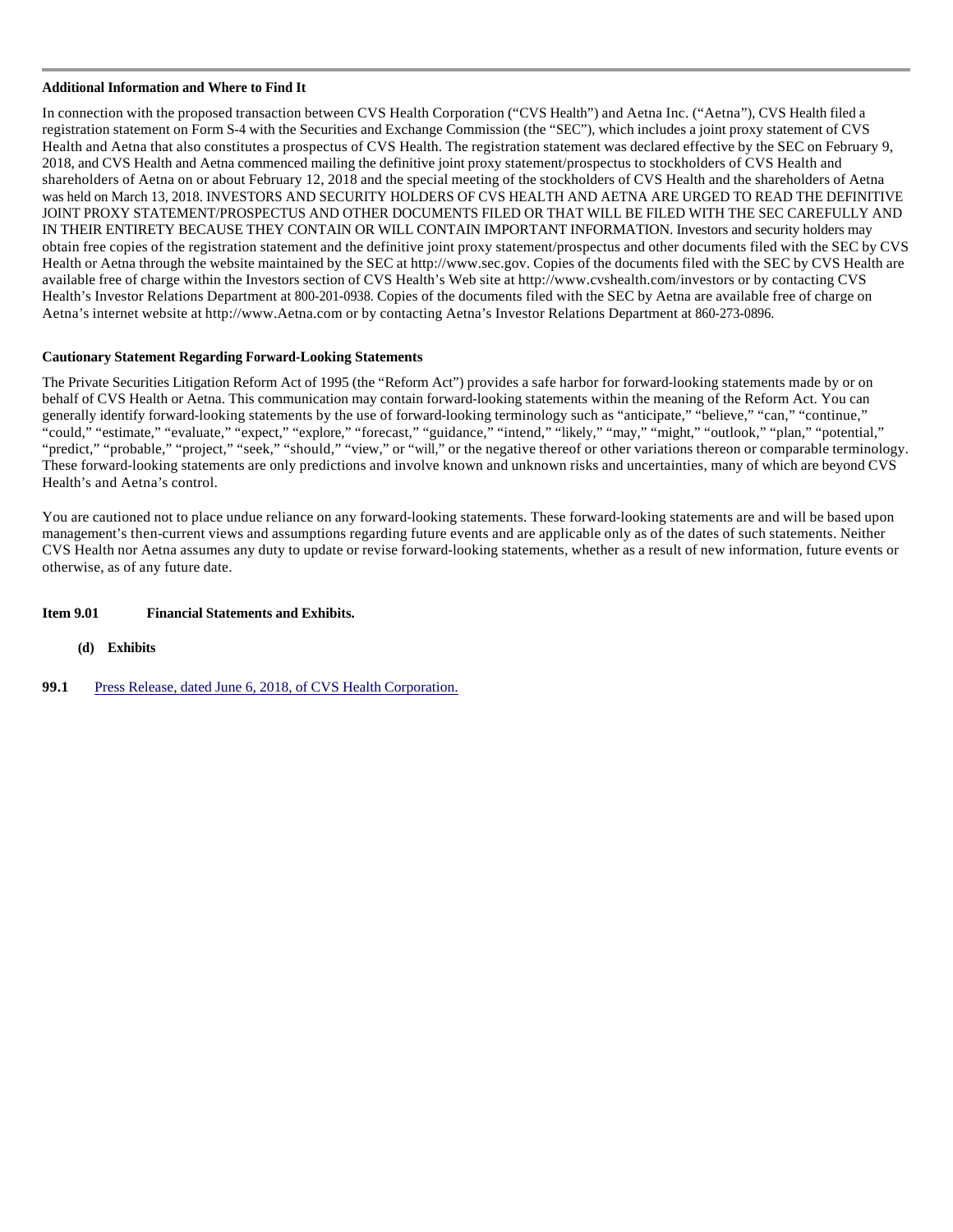**Additional Information and Where to Find It**

In connection with the proposed transaction between CVS Health Corporation ("CVS Health") and Aetna Inc. ("Aetna"), CVS Health filed a registration statement on Form S-4 with the Securities and Exchange Commission (the "SEC"), which includes a joint proxy statement of CVS Health and Aetna that also constitutes a prospectus of CVS Health. The registration statement was declared effective by the SEC on February 9, 2018, and CVS Health and Aetna commenced mailing the definitive joint proxy statement/prospectus to stockholders of CVS Health and shareholders of Aetna on or about February 12, 2018 and the special meeting of the stockholders of CVS Health and the shareholders of Aetna was held on March 13, 2018. INVESTORS AND SECURITY HOLDERS OF CVS HEALTH AND AETNA ARE URGED TO READ THE DEFINITIVE JOINT PROXY STATEMENT/PROSPECTUS AND OTHER DOCUMENTS FILED OR THAT WILL BE FILED WITH THE SEC CAREFULLY AND IN THEIR ENTIRETY BECAUSE THEY CONTAIN OR WILL CONTAIN IMPORTANT INFORMATION. Investors and security holders may obtain free copies of the registration statement and the definitive joint proxy statement/prospectus and other documents filed with the SEC by CVS Health or Aetna through the website maintained by the SEC at http://www.sec.gov. Copies of the documents filed with the SEC by CVS Health are available free of charge within the Investors section of CVS Health's Web site at http://www.cvshealth.com/investors or by contacting CVS Health's Investor Relations Department at 800-201-0938. Copies of the documents filed with the SEC by Aetna are available free of charge on Aetna's internet website at http://www.Aetna.com or by contacting Aetna's Investor Relations Department at 860-273-0896.

**Cautionary Statement Regarding Forward-Looking Statements**

The Private Securities Litigation Reform Act of 1995 (the "Reform Act") provides a safe harbor for forward-looking statements made by or on behalf of CVS Health or Aetna. This communication may contain forward-looking statements within the meaning of the Reform Act. You can generally identify forward-looking statements by the use of forward-looking terminology such as "anticipate," "believe," "can," "continue," "could," "estimate," "evaluate," "expect," "explore," "forecast," "guidance," "intend," "likely," "may," "might," "outlook," "plan," "potential," "predict," "probable," "project," "seek," "should," "view," or "will," or the negative thereof or other variations thereon or comparable terminology. These forward-looking statements are only predictions and involve known and unknown risks and uncertainties, many of which are beyond CVS Health's and Aetna's control.

You are cautioned not to place undue reliance on any forward-looking statements. These forward-looking statements are and will be based upon management's then-current views and assumptions regarding future events and are applicable only as of the dates of such statements. Neither CVS Health nor Aetna assumes any duty to update or revise forward-looking statements, whether as a result of new information, future events or otherwise, as of any future date.

**Item 9.01 Financial Statements and Exhibits.**

**(d) Exhibits**

**99.1** Press Release, dated June 6, 2018, of CVS Health Corporation.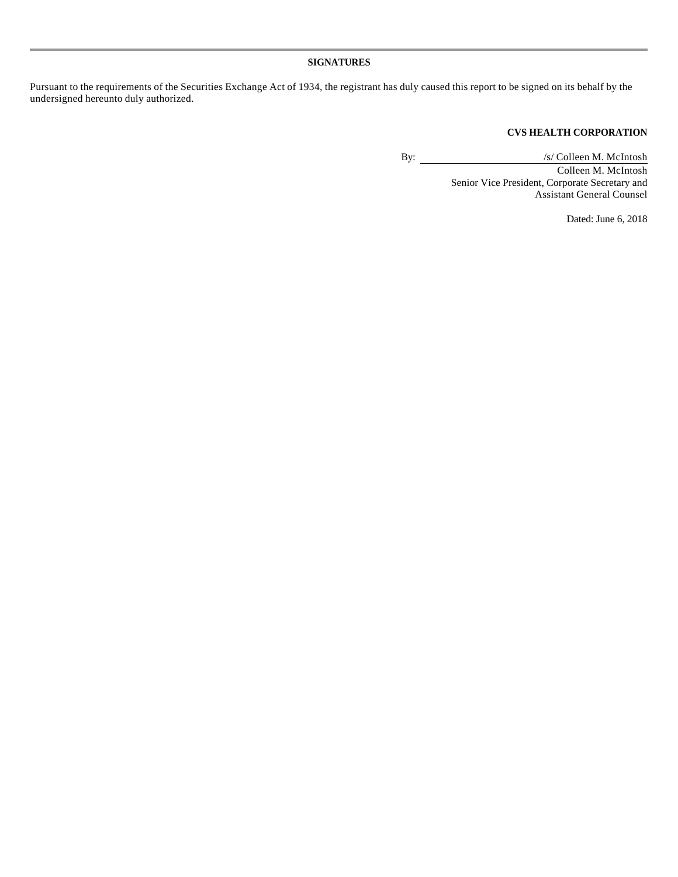## SIGNATURES

Pursuant to the requirements of the Securities Exchange Act of 1934, the registrant has duly caused this report to be signed on its behalf by the undersigned hereunto duly authorized.

**CVS HEALTH CORPORATION**

By: /s/ Colleen M. McIntosh

Colleen M. McIntosh
Senior Vice President, Corporate Secretary and
Assistant General Counsel

Dated: June 6, 2018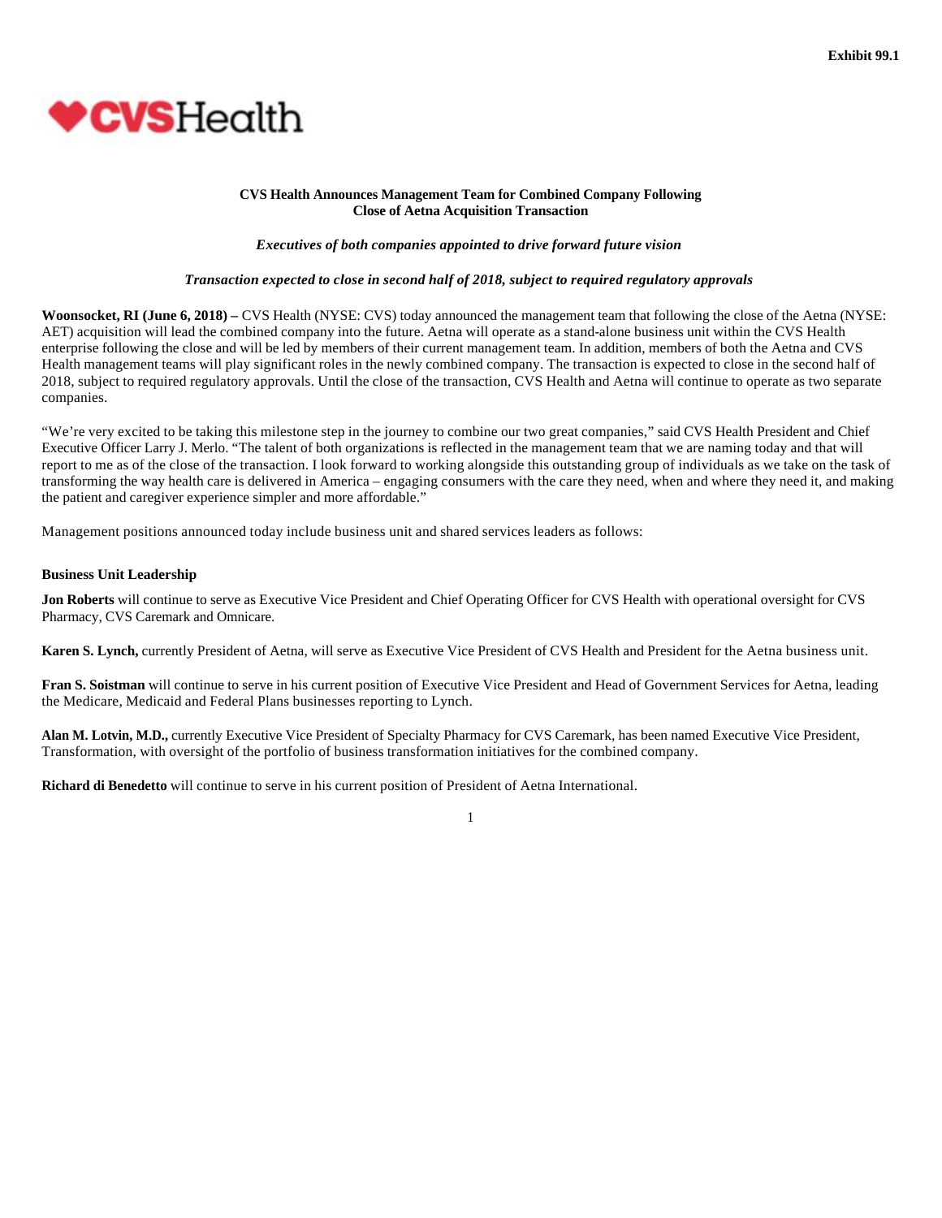Exhibit 99.1

**CVS Health Announces Management Team for Combined Company Following Close of Aetna Acquisition Transaction**

*Executives of both companies appointed to drive forward future vision*

*Transaction expected to close in second half of 2018, subject to required regulatory approvals*

**Woonsocket, RI (June 6, 2018) –** CVS Health (NYSE: CVS) today announced the management team that following the close of the Aetna (NYSE: AET) acquisition will lead the combined company into the future. Aetna will operate as a stand-alone business unit within the CVS Health enterprise following the close and will be led by members of their current management team. In addition, members of both the Aetna and CVS Health management teams will play significant roles in the newly combined company. The transaction is expected to close in the second half of 2018, subject to required regulatory approvals. Until the close of the transaction, CVS Health and Aetna will continue to operate as two separate companies.

"We're very excited to be taking this milestone step in the journey to combine our two great companies," said CVS Health President and Chief Executive Officer Larry J. Merlo. "The talent of both organizations is reflected in the management team that we are naming today and that will report to me as of the close of the transaction. I look forward to working alongside this outstanding group of individuals as we take on the task of transforming the way health care is delivered in America – engaging consumers with the care they need, when and where they need it, and making the patient and caregiver experience simpler and more affordable."

Management positions announced today include business unit and shared services leaders as follows:

**Business Unit Leadership**

**Jon Roberts** will continue to serve as Executive Vice President and Chief Operating Officer for CVS Health with operational oversight for CVS Pharmacy, CVS Caremark and Omnicare.

**Karen S. Lynch,** currently President of Aetna, will serve as Executive Vice President of CVS Health and President for the Aetna business unit.

**Fran S. Soistman** will continue to serve in his current position of Executive Vice President and Head of Government Services for Aetna, leading the Medicare, Medicaid and Federal Plans businesses reporting to Lynch.

**Alan M. Lotvin, M.D.,** currently Executive Vice President of Specialty Pharmacy for CVS Caremark, has been named Executive Vice President, Transformation, with oversight of the portfolio of business transformation initiatives for the combined company.

**Richard di Benedetto** will continue to serve in his current position of President of Aetna International.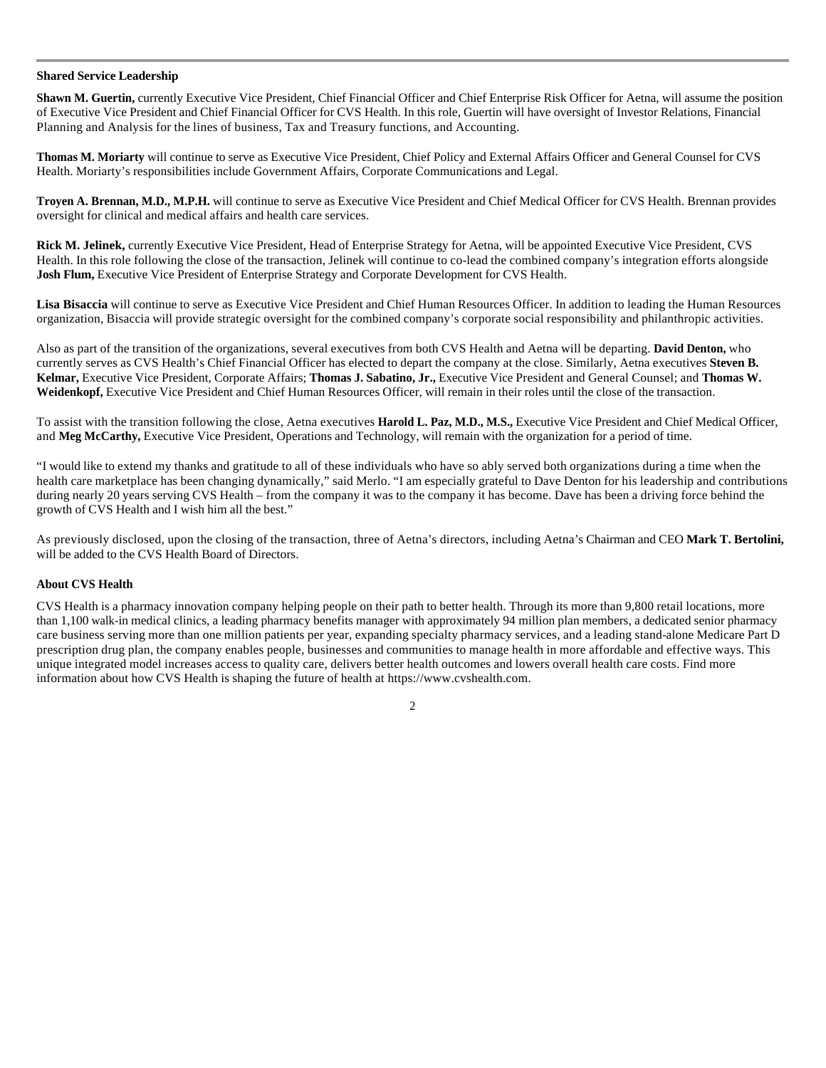**Shared Service Leadership**

**Shawn M. Guertin,** currently Executive Vice President, Chief Financial Officer and Chief Enterprise Risk Officer for Aetna, will assume the position of Executive Vice President and Chief Financial Officer for CVS Health. In this role, Guertin will have oversight of Investor Relations, Financial Planning and Analysis for the lines of business, Tax and Treasury functions, and Accounting.

**Thomas M. Moriarty** will continue to serve as Executive Vice President, Chief Policy and External Affairs Officer and General Counsel for CVS Health. Moriarty's responsibilities include Government Affairs, Corporate Communications and Legal.

**Troyen A. Brennan, M.D., M.P.H.** will continue to serve as Executive Vice President and Chief Medical Officer for CVS Health. Brennan provides oversight for clinical and medical affairs and health care services.

**Rick M. Jelinek,** currently Executive Vice President, Head of Enterprise Strategy for Aetna, will be appointed Executive Vice President, CVS Health. In this role following the close of the transaction, Jelinek will continue to co-lead the combined company's integration efforts alongside **Josh Flum,** Executive Vice President of Enterprise Strategy and Corporate Development for CVS Health.

**Lisa Bisaccia** will continue to serve as Executive Vice President and Chief Human Resources Officer. In addition to leading the Human Resources organization, Bisaccia will provide strategic oversight for the combined company's corporate social responsibility and philanthropic activities.

Also as part of the transition of the organizations, several executives from both CVS Health and Aetna will be departing. **David Denton,** who currently serves as CVS Health's Chief Financial Officer has elected to depart the company at the close. Similarly, Aetna executives **Steven B. Kelmar,** Executive Vice President, Corporate Affairs; **Thomas J. Sabatino, Jr.,** Executive Vice President and General Counsel; and **Thomas W. Weidenkopf,** Executive Vice President and Chief Human Resources Officer, will remain in their roles until the close of the transaction.

To assist with the transition following the close, Aetna executives **Harold L. Paz, M.D., M.S.,** Executive Vice President and Chief Medical Officer, and **Meg McCarthy,** Executive Vice President, Operations and Technology, will remain with the organization for a period of time.

"I would like to extend my thanks and gratitude to all of these individuals who have so ably served both organizations during a time when the health care marketplace has been changing dynamically," said Merlo. "I am especially grateful to Dave Denton for his leadership and contributions during nearly 20 years serving CVS Health – from the company it was to the company it has become. Dave has been a driving force behind the growth of CVS Health and I wish him all the best."

As previously disclosed, upon the closing of the transaction, three of Aetna's directors, including Aetna's Chairman and CEO **Mark T. Bertolini,** will be added to the CVS Health Board of Directors.

**About CVS Health**

CVS Health is a pharmacy innovation company helping people on their path to better health. Through its more than 9,800 retail locations, more than 1,100 walk-in medical clinics, a leading pharmacy benefits manager with approximately 94 million plan members, a dedicated senior pharmacy care business serving more than one million patients per year, expanding specialty pharmacy services, and a leading stand-alone Medicare Part D prescription drug plan, the company enables people, businesses and communities to manage health in more affordable and effective ways. This unique integrated model increases access to quality care, delivers better health outcomes and lowers overall health care costs. Find more information about how CVS Health is shaping the future of health at https://www.cvshealth.com.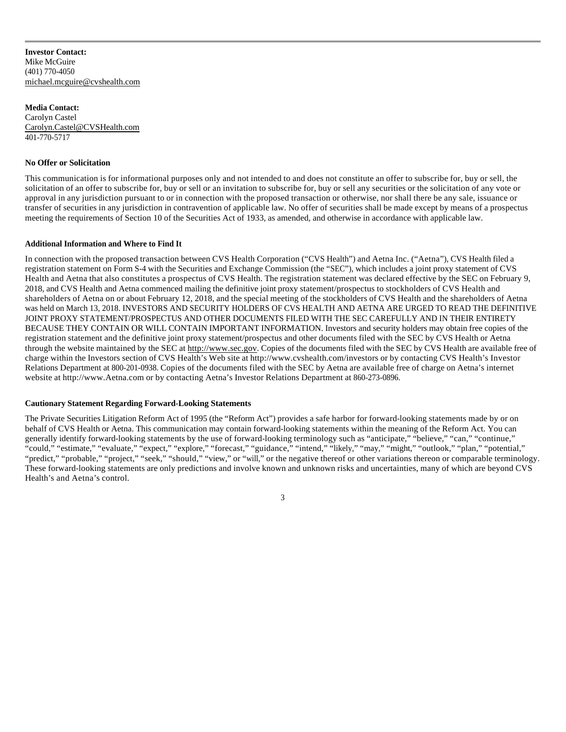**Investor Contact:**
Mike McGuire
(401) 770-4050
michael.mcguire@cvshealth.com

**Media Contact:**
Carolyn Castel
Carolyn.Castel@CVSHealth.com
401-770-5717

**No Offer or Solicitation**

This communication is for informational purposes only and not intended to and does not constitute an offer to subscribe for, buy or sell, the solicitation of an offer to subscribe for, buy or sell or an invitation to subscribe for, buy or sell any securities or the solicitation of any vote or approval in any jurisdiction pursuant to or in connection with the proposed transaction or otherwise, nor shall there be any sale, issuance or transfer of securities in any jurisdiction in contravention of applicable law. No offer of securities shall be made except by means of a prospectus meeting the requirements of Section 10 of the Securities Act of 1933, as amended, and otherwise in accordance with applicable law.

**Additional Information and Where to Find It**

In connection with the proposed transaction between CVS Health Corporation ("CVS Health") and Aetna Inc. ("Aetna"), CVS Health filed a registration statement on Form S-4 with the Securities and Exchange Commission (the "SEC"), which includes a joint proxy statement of CVS Health and Aetna that also constitutes a prospectus of CVS Health. The registration statement was declared effective by the SEC on February 9, 2018, and CVS Health and Aetna commenced mailing the definitive joint proxy statement/prospectus to stockholders of CVS Health and shareholders of Aetna on or about February 12, 2018, and the special meeting of the stockholders of CVS Health and the shareholders of Aetna was held on March 13, 2018. INVESTORS AND SECURITY HOLDERS OF CVS HEALTH AND AETNA ARE URGED TO READ THE DEFINITIVE JOINT PROXY STATEMENT/PROSPECTUS AND OTHER DOCUMENTS FILED WITH THE SEC CAREFULLY AND IN THEIR ENTIRETY BECAUSE THEY CONTAIN OR WILL CONTAIN IMPORTANT INFORMATION. Investors and security holders may obtain free copies of the registration statement and the definitive joint proxy statement/prospectus and other documents filed with the SEC by CVS Health or Aetna through the website maintained by the SEC at http://www.sec.gov. Copies of the documents filed with the SEC by CVS Health are available free of charge within the Investors section of CVS Health's Web site at http://www.cvshealth.com/investors or by contacting CVS Health's Investor Relations Department at 800-201-0938. Copies of the documents filed with the SEC by Aetna are available free of charge on Aetna's internet website at http://www.Aetna.com or by contacting Aetna's Investor Relations Department at 860-273-0896.

**Cautionary Statement Regarding Forward-Looking Statements**

The Private Securities Litigation Reform Act of 1995 (the "Reform Act") provides a safe harbor for forward-looking statements made by or on behalf of CVS Health or Aetna. This communication may contain forward-looking statements within the meaning of the Reform Act. You can generally identify forward-looking statements by the use of forward-looking terminology such as "anticipate," "believe," "can," "continue," "could," "estimate," "evaluate," "expect," "explore," "forecast," "guidance," "intend," "likely," "may," "might," "outlook," "plan," "potential," "predict," "probable," "project," "seek," "should," "view," or "will," or the negative thereof or other variations thereon or comparable terminology. These forward-looking statements are only predictions and involve known and unknown risks and uncertainties, many of which are beyond CVS Health's and Aetna's control.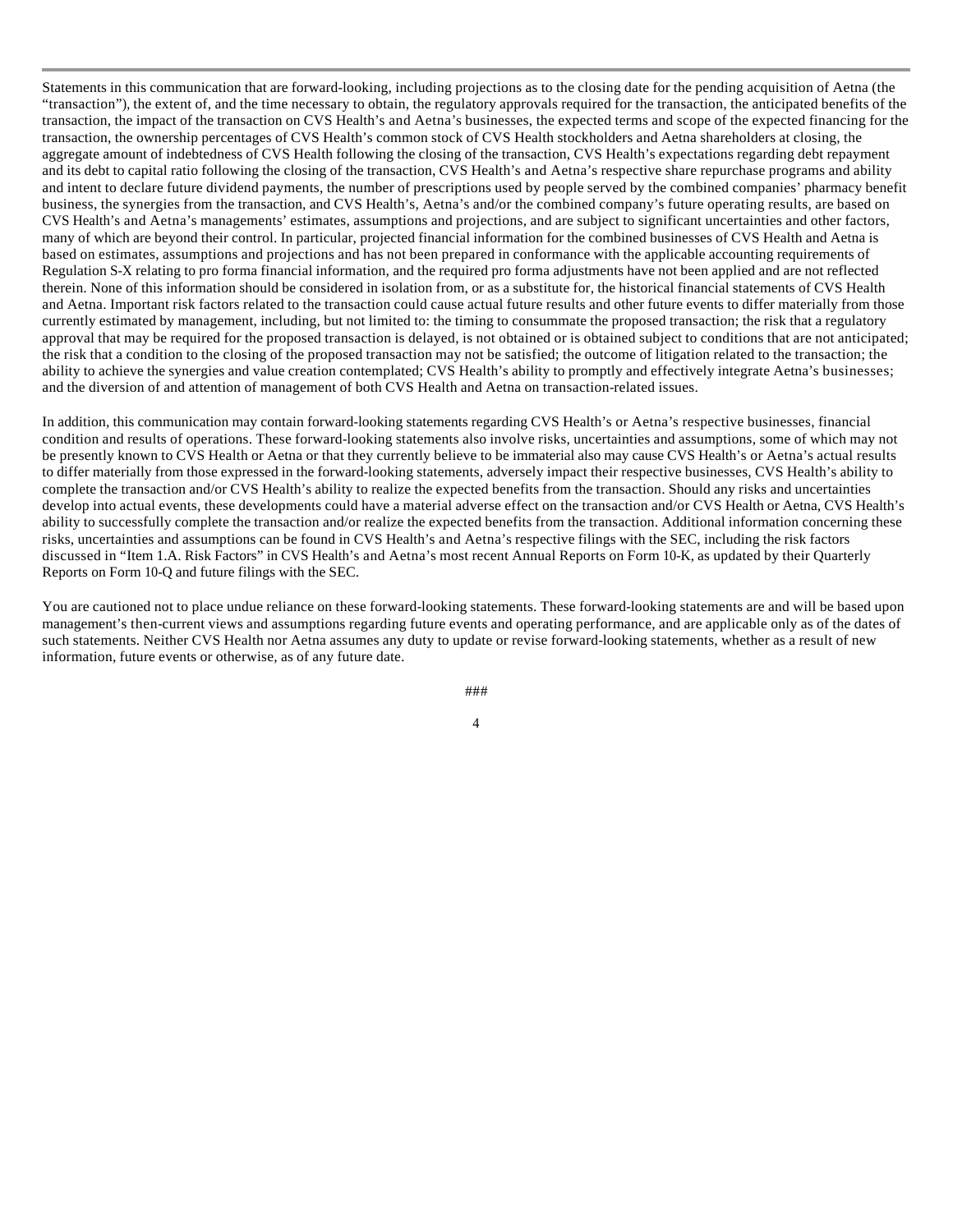Statements in this communication that are forward-looking, including projections as to the closing date for the pending acquisition of Aetna (the "transaction"), the extent of, and the time necessary to obtain, the regulatory approvals required for the transaction, the anticipated benefits of the transaction, the impact of the transaction on CVS Health's and Aetna's businesses, the expected terms and scope of the expected financing for the transaction, the ownership percentages of CVS Health's common stock of CVS Health stockholders and Aetna shareholders at closing, the aggregate amount of indebtedness of CVS Health following the closing of the transaction, CVS Health's expectations regarding debt repayment and its debt to capital ratio following the closing of the transaction, CVS Health's and Aetna's respective share repurchase programs and ability and intent to declare future dividend payments, the number of prescriptions used by people served by the combined companies' pharmacy benefit business, the synergies from the transaction, and CVS Health's, Aetna's and/or the combined company's future operating results, are based on CVS Health's and Aetna's managements' estimates, assumptions and projections, and are subject to significant uncertainties and other factors, many of which are beyond their control. In particular, projected financial information for the combined businesses of CVS Health and Aetna is based on estimates, assumptions and projections and has not been prepared in conformance with the applicable accounting requirements of Regulation S-X relating to pro forma financial information, and the required pro forma adjustments have not been applied and are not reflected therein. None of this information should be considered in isolation from, or as a substitute for, the historical financial statements of CVS Health and Aetna. Important risk factors related to the transaction could cause actual future results and other future events to differ materially from those currently estimated by management, including, but not limited to: the timing to consummate the proposed transaction; the risk that a regulatory approval that may be required for the proposed transaction is delayed, is not obtained or is obtained subject to conditions that are not anticipated; the risk that a condition to the closing of the proposed transaction may not be satisfied; the outcome of litigation related to the transaction; the ability to achieve the synergies and value creation contemplated; CVS Health's ability to promptly and effectively integrate Aetna's businesses; and the diversion of and attention of management of both CVS Health and Aetna on transaction-related issues.

In addition, this communication may contain forward-looking statements regarding CVS Health's or Aetna's respective businesses, financial condition and results of operations. These forward-looking statements also involve risks, uncertainties and assumptions, some of which may not be presently known to CVS Health or Aetna or that they currently believe to be immaterial also may cause CVS Health's or Aetna's actual results to differ materially from those expressed in the forward-looking statements, adversely impact their respective businesses, CVS Health's ability to complete the transaction and/or CVS Health's ability to realize the expected benefits from the transaction. Should any risks and uncertainties develop into actual events, these developments could have a material adverse effect on the transaction and/or CVS Health or Aetna, CVS Health's ability to successfully complete the transaction and/or realize the expected benefits from the transaction. Additional information concerning these risks, uncertainties and assumptions can be found in CVS Health's and Aetna's respective filings with the SEC, including the risk factors discussed in "Item 1.A. Risk Factors" in CVS Health's and Aetna's most recent Annual Reports on Form 10-K, as updated by their Quarterly Reports on Form 10-Q and future filings with the SEC.

You are cautioned not to place undue reliance on these forward-looking statements. These forward-looking statements are and will be based upon management's then-current views and assumptions regarding future events and operating performance, and are applicable only as of the dates of such statements. Neither CVS Health nor Aetna assumes any duty to update or revise forward-looking statements, whether as a result of new information, future events or otherwise, as of any future date.

###